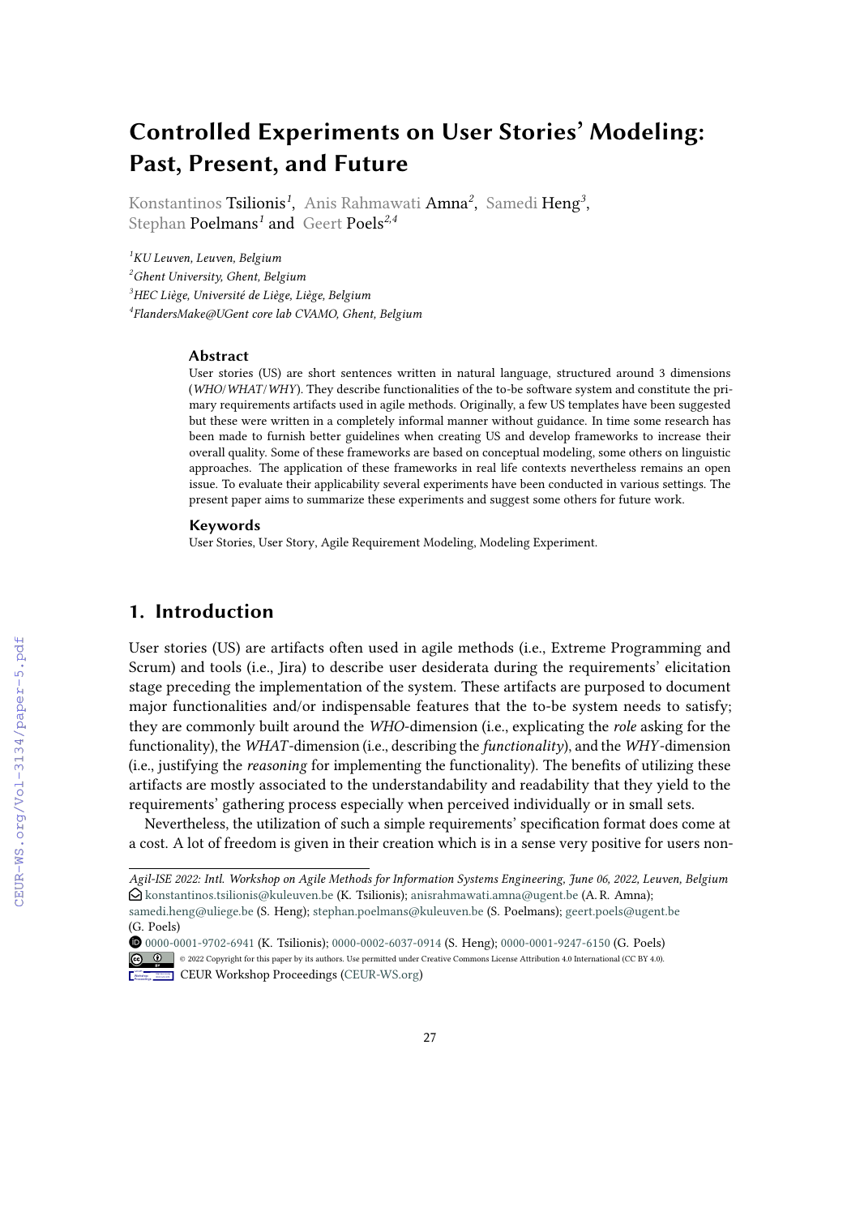# Controlled Experiments on User Stories' Modeling: Past, Present, and Future

Konstantinos Tsilionis[1], Anis Rahmawati Amna[2], Samedi Heng[3], Stephan Poelmans[1] and Geert Poels[2,4]

[1]*KU Leuven, Leuven, Belgium*
[2]*Ghent University, Ghent, Belgium*
[3]*HEC Liège, Université de Liège, Liège, Belgium*
[4]*FlandersMake@UGent core lab CVAMO, Ghent, Belgium*

### Abstract

User stories (US) are short sentences written in natural language, structured around 3 dimensions (*WHO*/*WHAT*/*WHY*). They describe functionalities of the to-be software system and constitute the primary requirements artifacts used in agile methods. Originally, a few US templates have been suggested but these were written in a completely informal manner without guidance. In time some research has been made to furnish better guidelines when creating US and develop frameworks to increase their overall quality. Some of these frameworks are based on conceptual modeling, some others on linguistic approaches. The application of these frameworks in real life contexts nevertheless remains an open issue. To evaluate their applicability several experiments have been conducted in various settings. The present paper aims to summarize these experiments and suggest some others for future work.

### Keywords

User Stories, User Story, Agile Requirement Modeling, Modeling Experiment.

## 1. Introduction

User stories (US) are artifacts often used in agile methods (i.e., Extreme Programming and Scrum) and tools (i.e., Jira) to describe user desiderata during the requirements' elicitation stage preceding the implementation of the system. These artifacts are purposed to document major functionalities and/or indispensable features that the to-be system needs to satisfy; they are commonly built around the *WHO*-dimension (i.e., explicating the *role* asking for the functionality), the *WHAT*-dimension (i.e., describing the *functionality*), and the *WHY*-dimension (i.e., justifying the *reasoning* for implementing the functionality). The benefits of utilizing these artifacts are mostly associated to the understandability and readability that they yield to the requirements' gathering process especially when perceived individually or in small sets.

Nevertheless, the utilization of such a simple requirements' specification format does come at a cost. A lot of freedom is given in their creation which is in a sense very positive for users non-

---

*Agil-ISE 2022: Intl. Workshop on Agile Methods for Information Systems Engineering, June 06, 2022, Leuven, Belgium*
konstantinos.tsilionis@kuleuven.be (K. Tsilionis); anisrahmawati.amna@ugent.be (A. R. Amna); samedi.heng@uliege.be (S. Heng); stephan.poelmans@kuleuven.be (S. Poelmans); geert.poels@ugent.be (G. Poels)
0000-0001-9702-6941 (K. Tsilionis); 0000-0002-6037-0914 (S. Heng); 0000-0001-9247-6150 (G. Poels)
© 2022 Copyright for this paper by its authors. Use permitted under Creative Commons License Attribution 4.0 International (CC BY 4.0).
CEUR Workshop Proceedings (CEUR-WS.org)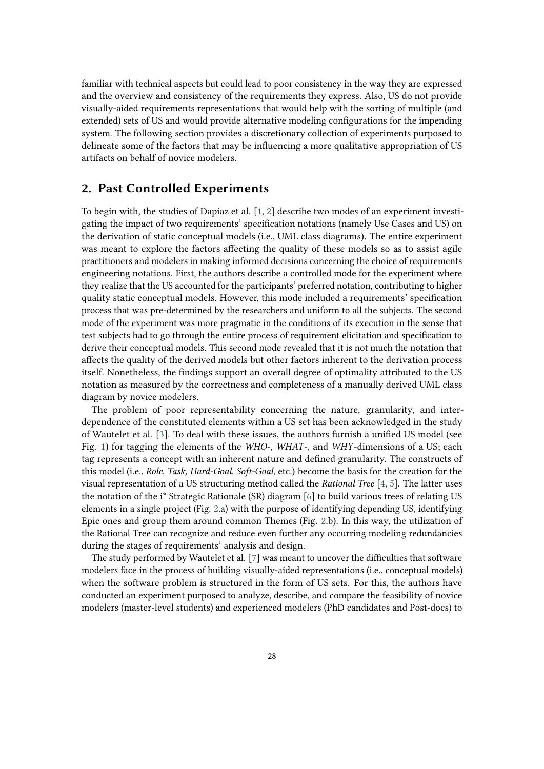familiar with technical aspects but could lead to poor consistency in the way they are expressed and the overview and consistency of the requirements they express. Also, US do not provide visually-aided requirements representations that would help with the sorting of multiple (and extended) sets of US and would provide alternative modeling configurations for the impending system. The following section provides a discretionary collection of experiments purposed to delineate some of the factors that may be influencing a more qualitative appropriation of US artifacts on behalf of novice modelers.

## 2. Past Controlled Experiments

To begin with, the studies of Dapiaz et al. [1, 2] describe two modes of an experiment investigating the impact of two requirements' specification notations (namely Use Cases and US) on the derivation of static conceptual models (i.e., UML class diagrams). The entire experiment was meant to explore the factors affecting the quality of these models so as to assist agile practitioners and modelers in making informed decisions concerning the choice of requirements engineering notations. First, the authors describe a controlled mode for the experiment where they realize that the US accounted for the participants' preferred notation, contributing to higher quality static conceptual models. However, this mode included a requirements' specification process that was pre-determined by the researchers and uniform to all the subjects. The second mode of the experiment was more pragmatic in the conditions of its execution in the sense that test subjects had to go through the entire process of requirement elicitation and specification to derive their conceptual models. This second mode revealed that it is not much the notation that affects the quality of the derived models but other factors inherent to the derivation process itself. Nonetheless, the findings support an overall degree of optimality attributed to the US notation as measured by the correctness and completeness of a manually derived UML class diagram by novice modelers.

The problem of poor representability concerning the nature, granularity, and interdependence of the constituted elements within a US set has been acknowledged in the study of Wautelet et al. [3]. To deal with these issues, the authors furnish a unified US model (see Fig. 1) for tagging the elements of the *WHO*-, *WHAT*-, and *WHY*-dimensions of a US; each tag represents a concept with an inherent nature and defined granularity. The constructs of this model (i.e., *Role, Task, Hard-Goal, Soft-Goal*, etc.) become the basis for the creation for the visual representation of a US structuring method called the *Rational Tree* [4, 5]. The latter uses the notation of the i* Strategic Rationale (SR) diagram [6] to build various trees of relating US elements in a single project (Fig. 2.a) with the purpose of identifying depending US, identifying Epic ones and group them around common Themes (Fig. 2.b). In this way, the utilization of the Rational Tree can recognize and reduce even further any occurring modeling redundancies during the stages of requirements' analysis and design.

The study performed by Wautelet et al. [7] was meant to uncover the difficulties that software modelers face in the process of building visually-aided representations (i.e., conceptual models) when the software problem is structured in the form of US sets. For this, the authors have conducted an experiment purposed to analyze, describe, and compare the feasibility of novice modelers (master-level students) and experienced modelers (PhD candidates and Post-docs) to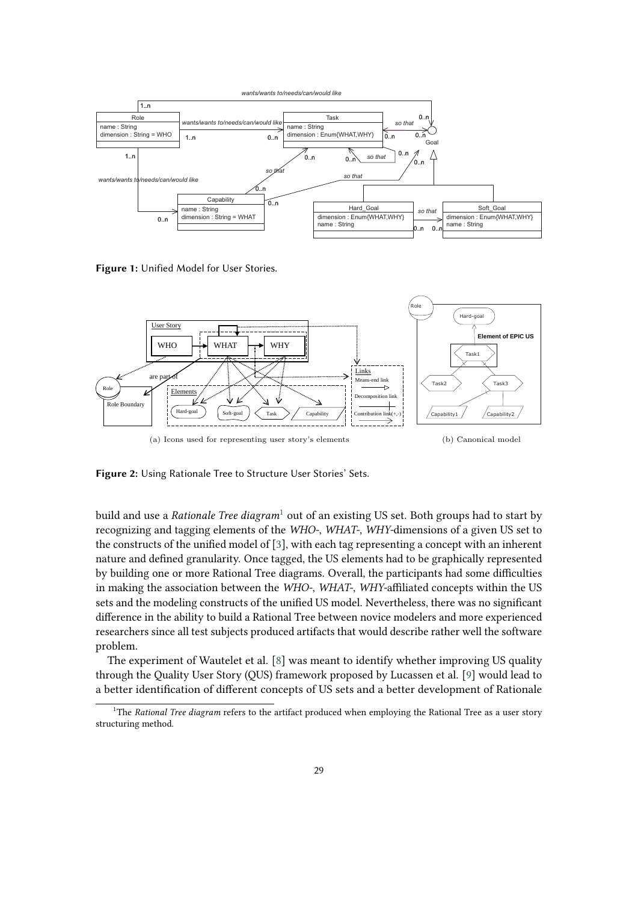**Figure 1:** Unified Model for User Stories.

(a) Icons used for representing user story's elements

(b) Canonical model

**Figure 2:** Using Rationale Tree to Structure User Stories' Sets.

build and use a *Rationale Tree diagram*[1] out of an existing US set. Both groups had to start by recognizing and tagging elements of the *WHO-*, *WHAT-*, *WHY-*dimensions of a given US set to the constructs of the unified model of [3], with each tag representing a concept with an inherent nature and defined granularity. Once tagged, the US elements had to be graphically represented by building one or more Rational Tree diagrams. Overall, the participants had some difficulties in making the association between the *WHO-*, *WHAT-*, *WHY-*affiliated concepts within the US sets and the modeling constructs of the unified US model. Nevertheless, there was no significant difference in the ability to build a Rational Tree between novice modelers and more experienced researchers since all test subjects produced artifacts that would describe rather well the software problem.

The experiment of Wautelet et al. [8] was meant to identify whether improving US quality through the Quality User Story (QUS) framework proposed by Lucassen et al. [9] would lead to a better identification of different concepts of US sets and a better development of Rationale

[1] The *Rational Tree diagram* refers to the artifact produced when employing the Rational Tree as a user story structuring method.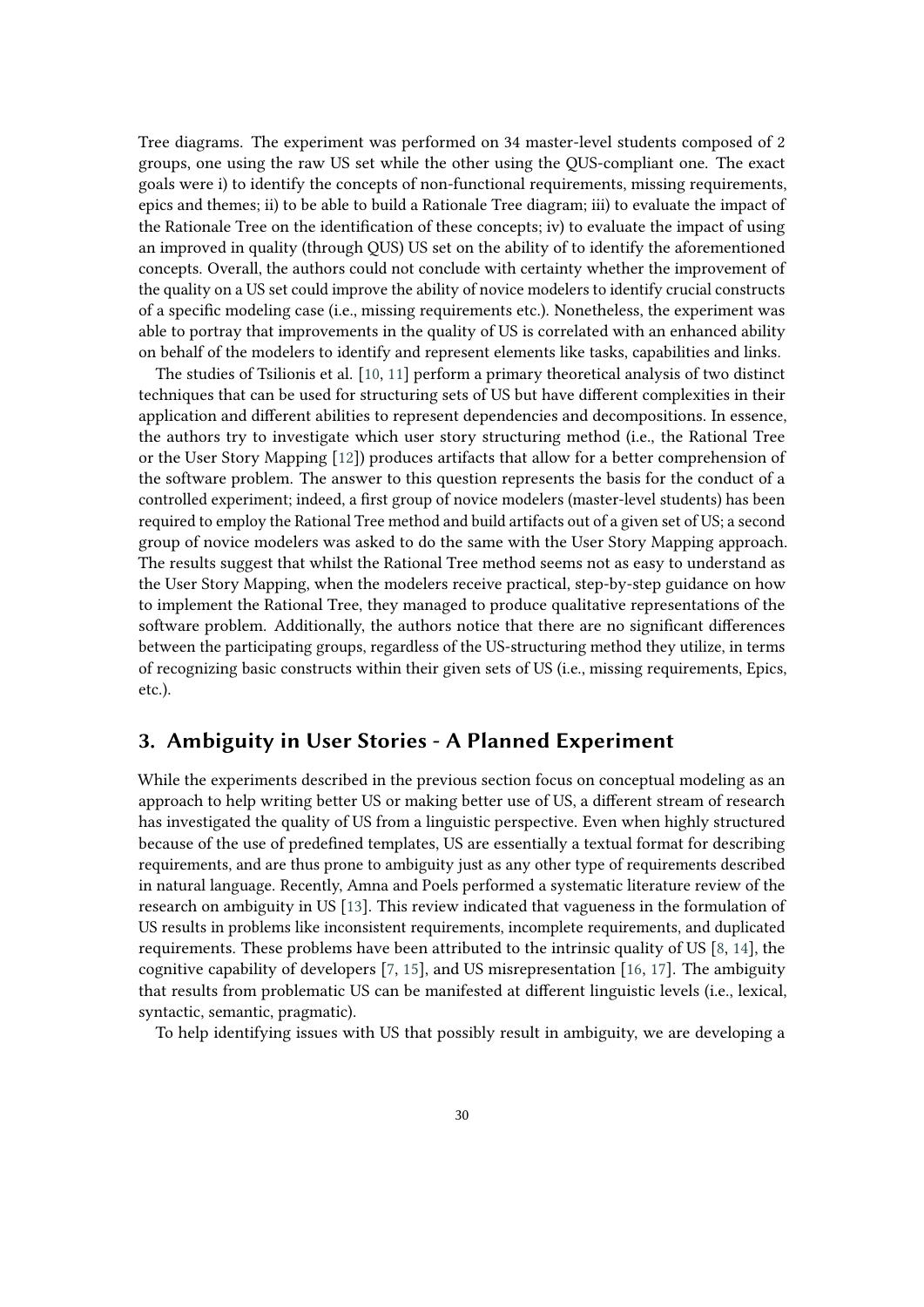Tree diagrams. The experiment was performed on 34 master-level students composed of 2 groups, one using the raw US set while the other using the QUS-compliant one. The exact goals were i) to identify the concepts of non-functional requirements, missing requirements, epics and themes; ii) to be able to build a Rationale Tree diagram; iii) to evaluate the impact of the Rationale Tree on the identification of these concepts; iv) to evaluate the impact of using an improved in quality (through QUS) US set on the ability of to identify the aforementioned concepts. Overall, the authors could not conclude with certainty whether the improvement of the quality on a US set could improve the ability of novice modelers to identify crucial constructs of a specific modeling case (i.e., missing requirements etc.). Nonetheless, the experiment was able to portray that improvements in the quality of US is correlated with an enhanced ability on behalf of the modelers to identify and represent elements like tasks, capabilities and links.

The studies of Tsilionis et al. [10, 11] perform a primary theoretical analysis of two distinct techniques that can be used for structuring sets of US but have different complexities in their application and different abilities to represent dependencies and decompositions. In essence, the authors try to investigate which user story structuring method (i.e., the Rational Tree or the User Story Mapping [12]) produces artifacts that allow for a better comprehension of the software problem. The answer to this question represents the basis for the conduct of a controlled experiment; indeed, a first group of novice modelers (master-level students) has been required to employ the Rational Tree method and build artifacts out of a given set of US; a second group of novice modelers was asked to do the same with the User Story Mapping approach. The results suggest that whilst the Rational Tree method seems not as easy to understand as the User Story Mapping, when the modelers receive practical, step-by-step guidance on how to implement the Rational Tree, they managed to produce qualitative representations of the software problem. Additionally, the authors notice that there are no significant differences between the participating groups, regardless of the US-structuring method they utilize, in terms of recognizing basic constructs within their given sets of US (i.e., missing requirements, Epics, etc.).

## 3. Ambiguity in User Stories - A Planned Experiment

While the experiments described in the previous section focus on conceptual modeling as an approach to help writing better US or making better use of US, a different stream of research has investigated the quality of US from a linguistic perspective. Even when highly structured because of the use of predefined templates, US are essentially a textual format for describing requirements, and are thus prone to ambiguity just as any other type of requirements described in natural language. Recently, Amna and Poels performed a systematic literature review of the research on ambiguity in US [13]. This review indicated that vagueness in the formulation of US results in problems like inconsistent requirements, incomplete requirements, and duplicated requirements. These problems have been attributed to the intrinsic quality of US [8, 14], the cognitive capability of developers [7, 15], and US misrepresentation [16, 17]. The ambiguity that results from problematic US can be manifested at different linguistic levels (i.e., lexical, syntactic, semantic, pragmatic).

To help identifying issues with US that possibly result in ambiguity, we are developing a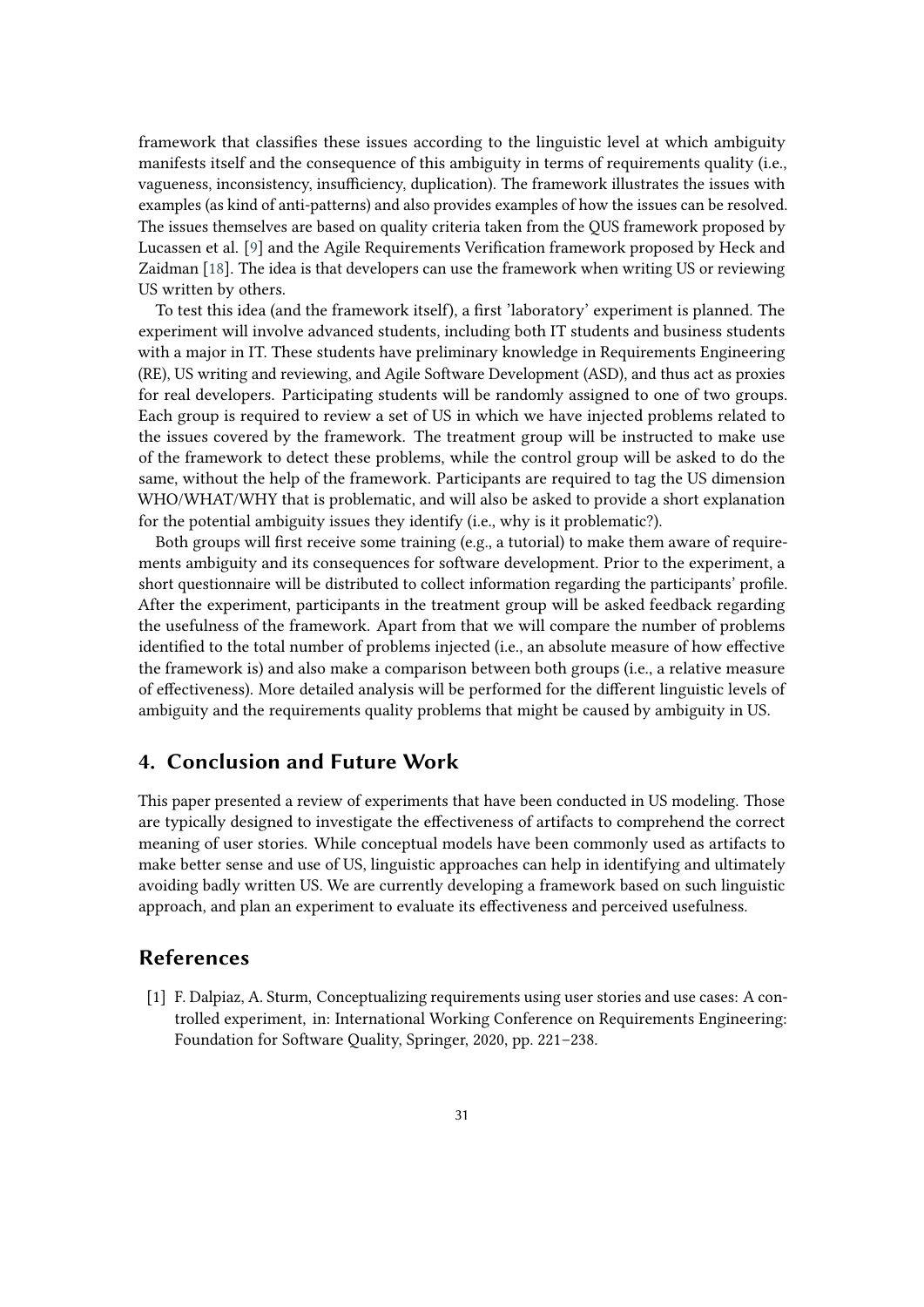framework that classifies these issues according to the linguistic level at which ambiguity manifests itself and the consequence of this ambiguity in terms of requirements quality (i.e., vagueness, inconsistency, insufficiency, duplication). The framework illustrates the issues with examples (as kind of anti-patterns) and also provides examples of how the issues can be resolved. The issues themselves are based on quality criteria taken from the QUS framework proposed by Lucassen et al. [9] and the Agile Requirements Verification framework proposed by Heck and Zaidman [18]. The idea is that developers can use the framework when writing US or reviewing US written by others.

To test this idea (and the framework itself), a first 'laboratory' experiment is planned. The experiment will involve advanced students, including both IT students and business students with a major in IT. These students have preliminary knowledge in Requirements Engineering (RE), US writing and reviewing, and Agile Software Development (ASD), and thus act as proxies for real developers. Participating students will be randomly assigned to one of two groups. Each group is required to review a set of US in which we have injected problems related to the issues covered by the framework. The treatment group will be instructed to make use of the framework to detect these problems, while the control group will be asked to do the same, without the help of the framework. Participants are required to tag the US dimension WHO/WHAT/WHY that is problematic, and will also be asked to provide a short explanation for the potential ambiguity issues they identify (i.e., why is it problematic?).

Both groups will first receive some training (e.g., a tutorial) to make them aware of requirements ambiguity and its consequences for software development. Prior to the experiment, a short questionnaire will be distributed to collect information regarding the participants' profile. After the experiment, participants in the treatment group will be asked feedback regarding the usefulness of the framework. Apart from that we will compare the number of problems identified to the total number of problems injected (i.e., an absolute measure of how effective the framework is) and also make a comparison between both groups (i.e., a relative measure of effectiveness). More detailed analysis will be performed for the different linguistic levels of ambiguity and the requirements quality problems that might be caused by ambiguity in US.

## 4. Conclusion and Future Work

This paper presented a review of experiments that have been conducted in US modeling. Those are typically designed to investigate the effectiveness of artifacts to comprehend the correct meaning of user stories. While conceptual models have been commonly used as artifacts to make better sense and use of US, linguistic approaches can help in identifying and ultimately avoiding badly written US. We are currently developing a framework based on such linguistic approach, and plan an experiment to evaluate its effectiveness and perceived usefulness.

## References

[1] F. Dalpiaz, A. Sturm, Conceptualizing requirements using user stories and use cases: A controlled experiment, in: International Working Conference on Requirements Engineering: Foundation for Software Quality, Springer, 2020, pp. 221–238.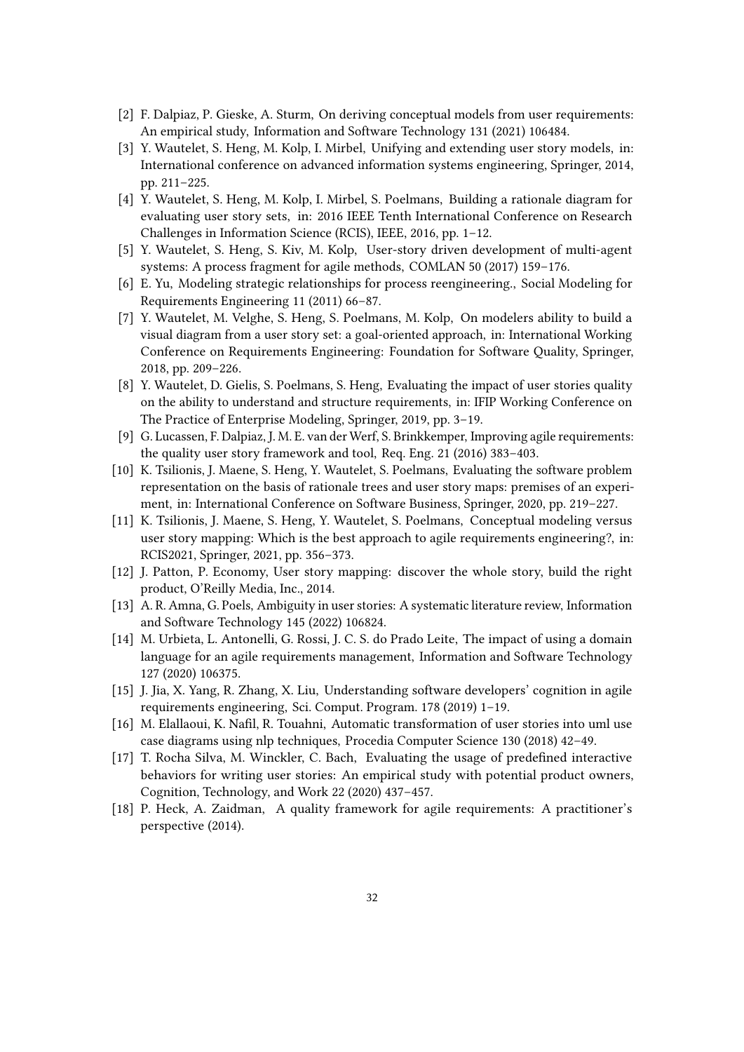[2] F. Dalpiaz, P. Gieske, A. Sturm, On deriving conceptual models from user requirements: An empirical study, Information and Software Technology 131 (2021) 106484.

[3] Y. Wautelet, S. Heng, M. Kolp, I. Mirbel, Unifying and extending user story models, in: International conference on advanced information systems engineering, Springer, 2014, pp. 211–225.

[4] Y. Wautelet, S. Heng, M. Kolp, I. Mirbel, S. Poelmans, Building a rationale diagram for evaluating user story sets, in: 2016 IEEE Tenth International Conference on Research Challenges in Information Science (RCIS), IEEE, 2016, pp. 1–12.

[5] Y. Wautelet, S. Heng, S. Kiv, M. Kolp, User-story driven development of multi-agent systems: A process fragment for agile methods, COMLAN 50 (2017) 159–176.

[6] E. Yu, Modeling strategic relationships for process reengineering., Social Modeling for Requirements Engineering 11 (2011) 66–87.

[7] Y. Wautelet, M. Velghe, S. Heng, S. Poelmans, M. Kolp, On modelers ability to build a visual diagram from a user story set: a goal-oriented approach, in: International Working Conference on Requirements Engineering: Foundation for Software Quality, Springer, 2018, pp. 209–226.

[8] Y. Wautelet, D. Gielis, S. Poelmans, S. Heng, Evaluating the impact of user stories quality on the ability to understand and structure requirements, in: IFIP Working Conference on The Practice of Enterprise Modeling, Springer, 2019, pp. 3–19.

[9] G. Lucassen, F. Dalpiaz, J. M. E. van der Werf, S. Brinkkemper, Improving agile requirements: the quality user story framework and tool, Req. Eng. 21 (2016) 383–403.

[10] K. Tsilionis, J. Maene, S. Heng, Y. Wautelet, S. Poelmans, Evaluating the software problem representation on the basis of rationale trees and user story maps: premises of an experiment, in: International Conference on Software Business, Springer, 2020, pp. 219–227.

[11] K. Tsilionis, J. Maene, S. Heng, Y. Wautelet, S. Poelmans, Conceptual modeling versus user story mapping: Which is the best approach to agile requirements engineering?, in: RCIS2021, Springer, 2021, pp. 356–373.

[12] J. Patton, P. Economy, User story mapping: discover the whole story, build the right product, O'Reilly Media, Inc., 2014.

[13] A. R. Amna, G. Poels, Ambiguity in user stories: A systematic literature review, Information and Software Technology 145 (2022) 106824.

[14] M. Urbieta, L. Antonelli, G. Rossi, J. C. S. do Prado Leite, The impact of using a domain language for an agile requirements management, Information and Software Technology 127 (2020) 106375.

[15] J. Jia, X. Yang, R. Zhang, X. Liu, Understanding software developers' cognition in agile requirements engineering, Sci. Comput. Program. 178 (2019) 1–19.

[16] M. Elallaoui, K. Nafil, R. Touahni, Automatic transformation of user stories into uml use case diagrams using nlp techniques, Procedia Computer Science 130 (2018) 42–49.

[17] T. Rocha Silva, M. Winckler, C. Bach, Evaluating the usage of predefined interactive behaviors for writing user stories: An empirical study with potential product owners, Cognition, Technology, and Work 22 (2020) 437–457.

[18] P. Heck, A. Zaidman, A quality framework for agile requirements: A practitioner's perspective (2014).